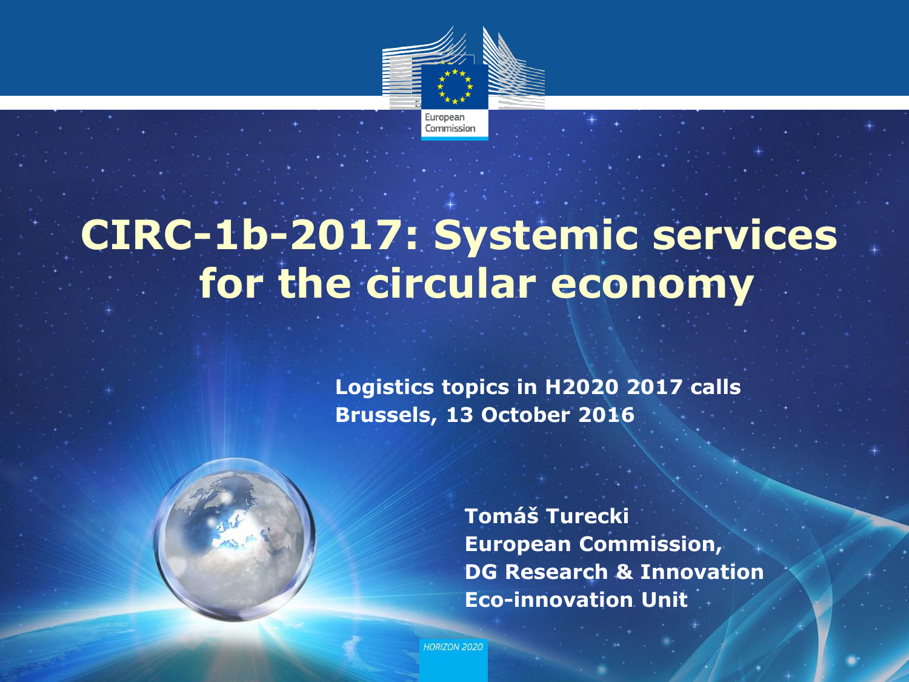# CIRC-1b-2017: Systemic services for the circular economy

**Logistics topics in H2020 2017 calls**
**Brussels, 13 October 2016**

**Tomáš Turecki**
**European Commission,**
**DG Research & Innovation**
**Eco-innovation Unit**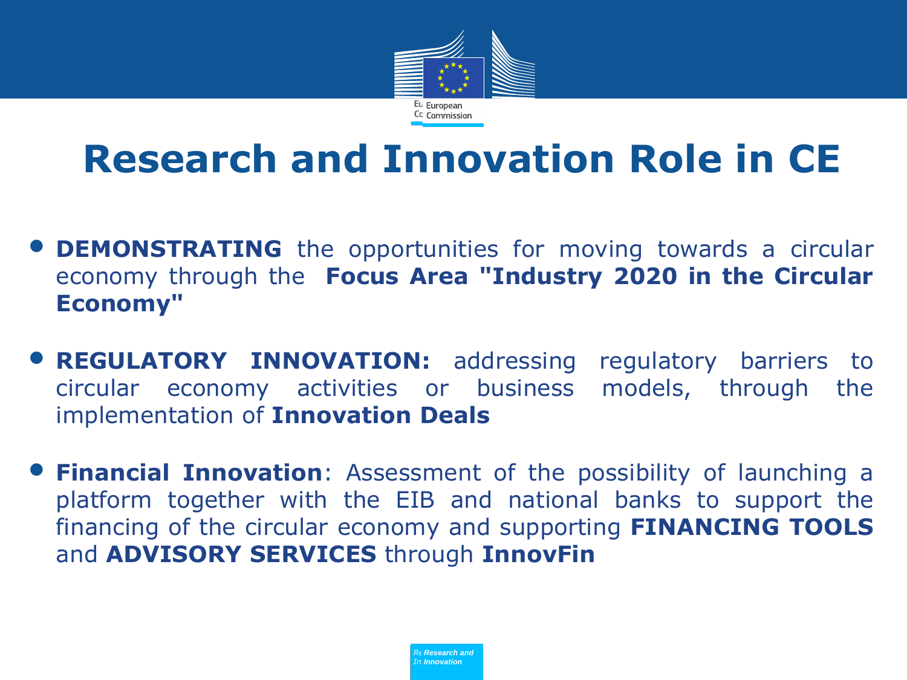# Research and Innovation Role in CE

- **DEMONSTRATING** the opportunities for moving towards a circular economy through the **Focus Area "Industry 2020 in the Circular Economy"**

- **REGULATORY INNOVATION:** addressing regulatory barriers to circular economy activities or business models, through the implementation of **Innovation Deals**

- **Financial Innovation**: Assessment of the possibility of launching a platform together with the EIB and national banks to support the financing of the circular economy and supporting **FINANCING TOOLS** and **ADVISORY SERVICES** through **InnovFin**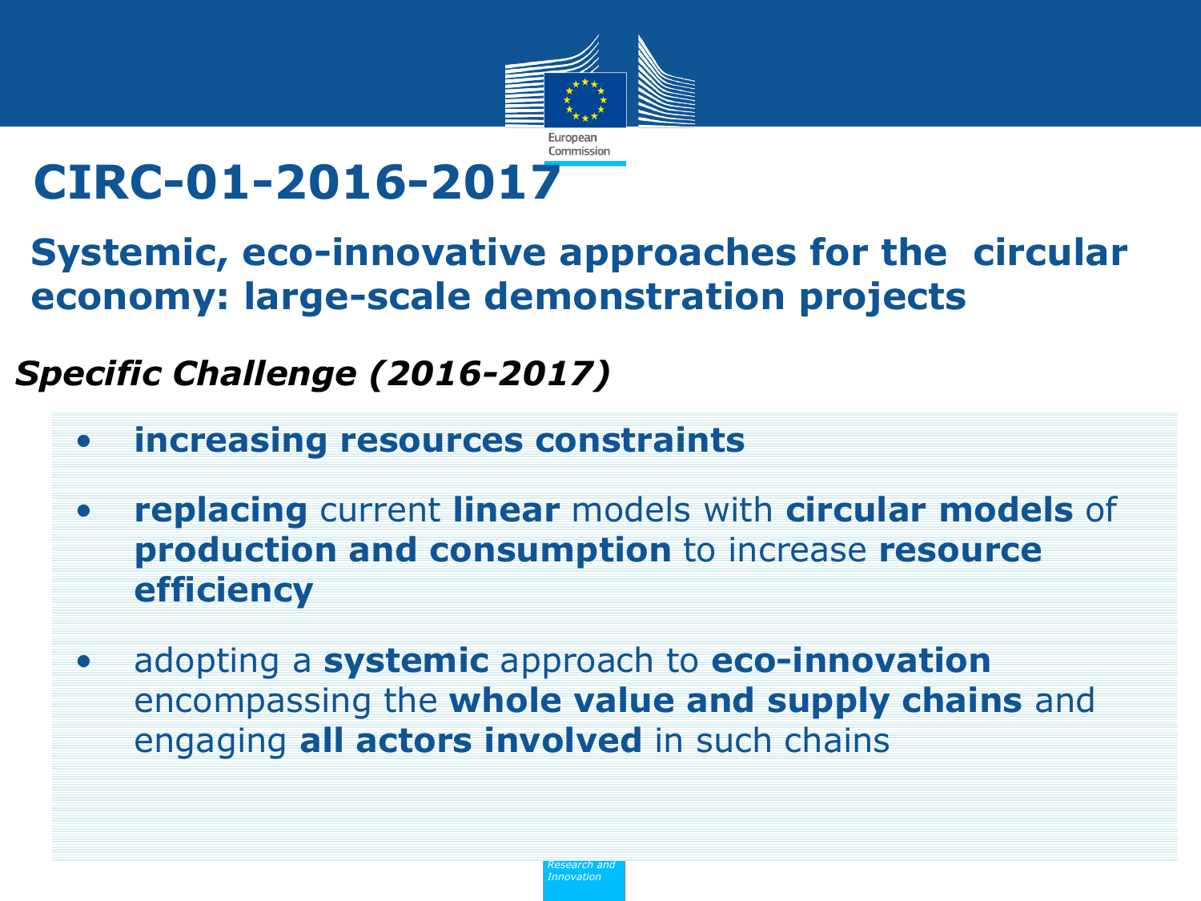# CIRC-01-2016-2017

## Systemic, eco-innovative approaches for the circular economy: large-scale demonstration projects

*Specific Challenge (2016-2017)*

- **increasing resources constraints**
- **replacing** current **linear** models with **circular models** of **production and consumption** to increase **resource efficiency**
- adopting a **systemic** approach to **eco-innovation** encompassing the **whole value and supply chains** and engaging **all actors involved** in such chains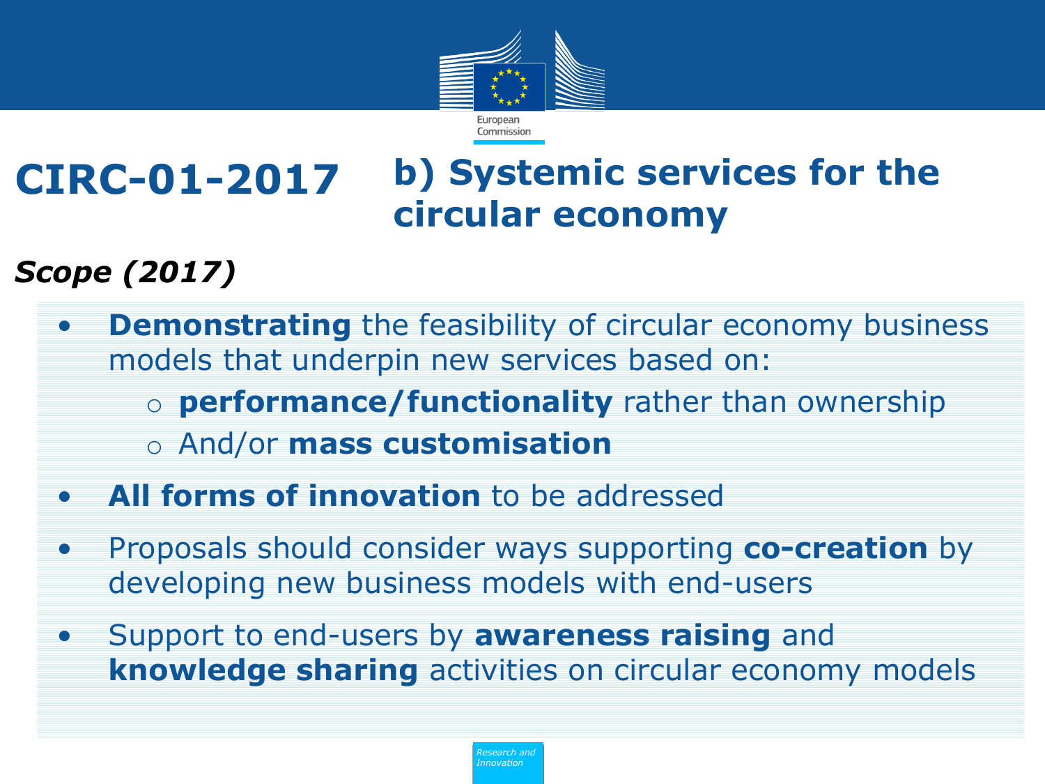# CIRC-01-2017 b) Systemic services for the circular economy

*Scope (2017)*

- **Demonstrating** the feasibility of circular economy business models that underpin new services based on:
  - **performance/functionality** rather than ownership
  - And/or **mass customisation**
- **All forms of innovation** to be addressed
- Proposals should consider ways supporting **co-creation** by developing new business models with end-users
- Support to end-users by **awareness raising** and **knowledge sharing** activities on circular economy models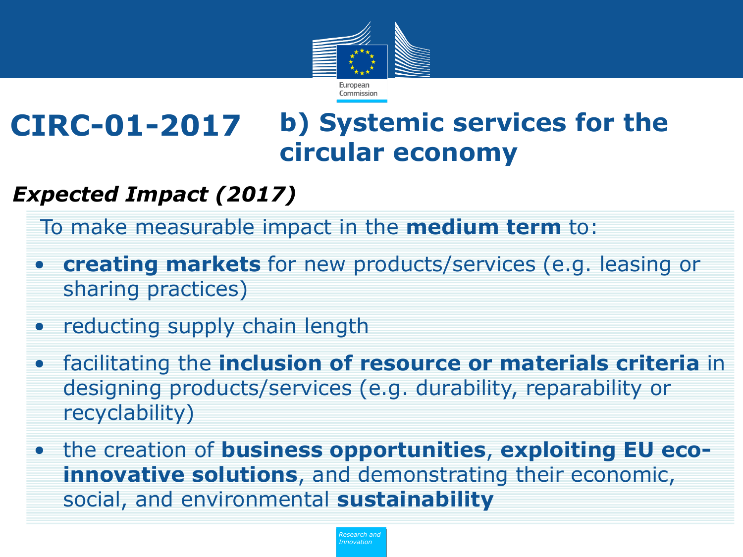# CIRC-01-2017 b) Systemic services for the circular economy

***Expected Impact (2017)***

To make measurable impact in the **medium term** to:

- **creating markets** for new products/services (e.g. leasing or sharing practices)
- reducting supply chain length
- facilitating the **inclusion of resource or materials criteria** in designing products/services (e.g. durability, reparability or recyclability)
- the creation of **business opportunities**, **exploiting EU eco-innovative solutions**, and demonstrating their economic, social, and environmental **sustainability**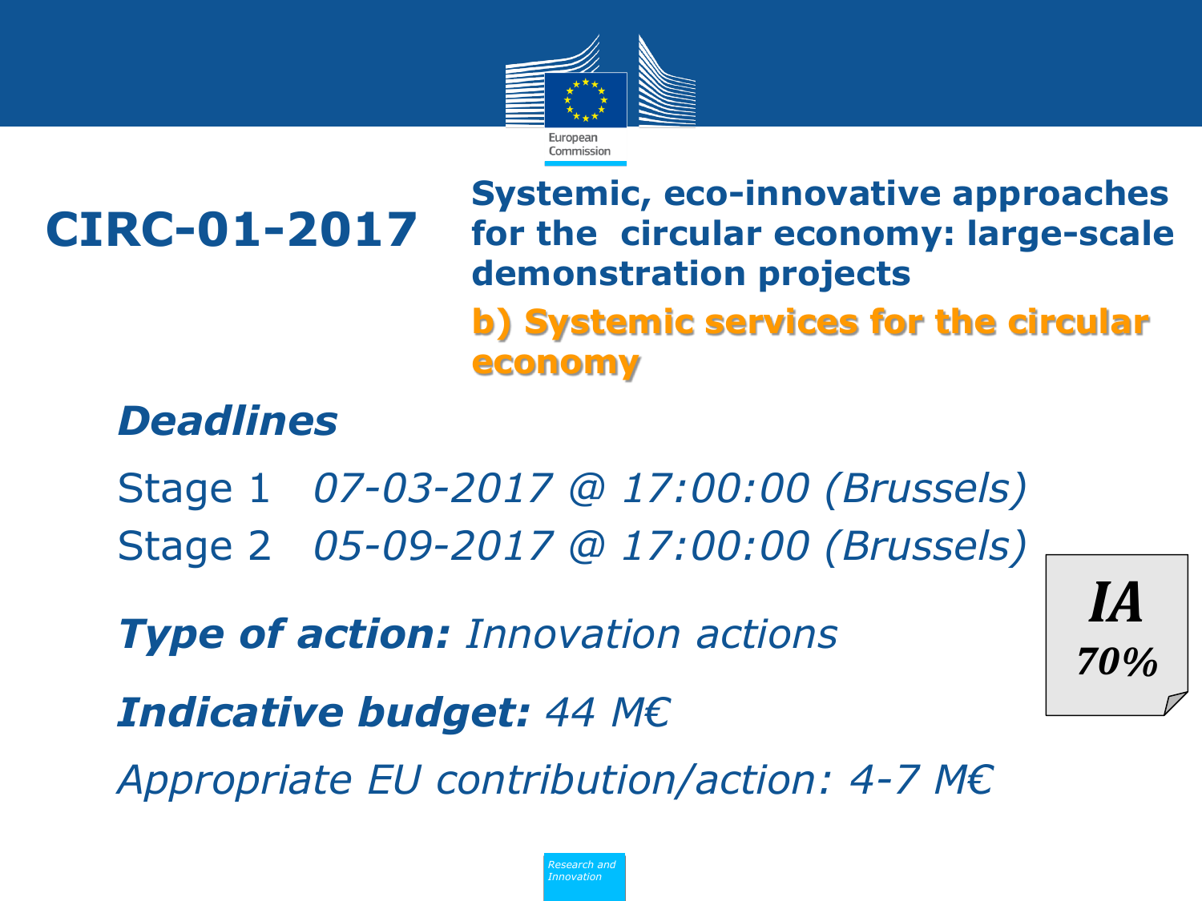# CIRC-01-2017

## Systemic, eco-innovative approaches for the circular economy: large-scale demonstration projects

### b) Systemic services for the circular economy

## *Deadlines*

Stage 1 *07-03-2017 @ 17:00:00 (Brussels)*

Stage 2 *05-09-2017 @ 17:00:00 (Brussels)*

***Type of action:*** *Innovation actions*

***IA***
***70%***

***Indicative budget:*** *44 M€*

*Appropriate EU contribution/action: 4-7 M€*